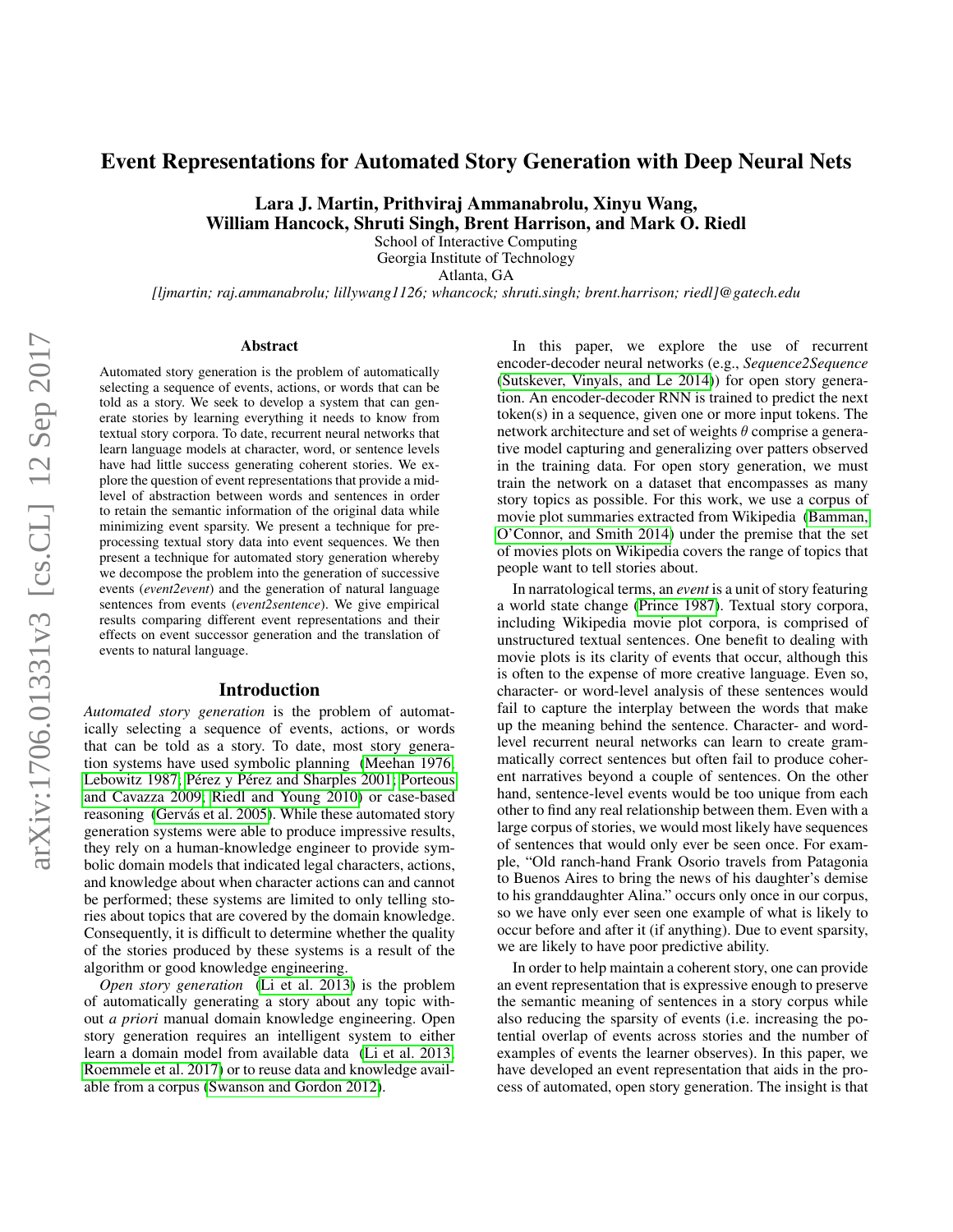# Event Representations for Automated Story Generation with Deep Neural Nets

**Lara J. Martin, Prithviraj Ammanabrolu, Xinyu Wang, William Hancock, Shruti Singh, Brent Harrison, and Mark O. Riedl**

School of Interactive Computing
Georgia Institute of Technology
Atlanta, GA

*[ljmartin; raj.ammanabrolu; lillywang1126; whancock; shruti.singh; brent.harrison; riedl]@gatech.edu*

## Abstract

Automated story generation is the problem of automatically selecting a sequence of events, actions, or words that can be told as a story. We seek to develop a system that can generate stories by learning everything it needs to know from textual story corpora. To date, recurrent neural networks that learn language models at character, word, or sentence levels have had little success generating coherent stories. We explore the question of event representations that provide a mid-level of abstraction between words and sentences in order to retain the semantic information of the original data while minimizing event sparsity. We present a technique for preprocessing textual story data into event sequences. We then present a technique for automated story generation whereby we decompose the problem into the generation of successive events (*event2event*) and the generation of natural language sentences from events (*event2sentence*). We give empirical results comparing different event representations and their effects on event successor generation and the translation of events to natural language.

## Introduction

*Automated story generation* is the problem of automatically selecting a sequence of events, actions, or words that can be told as a story. To date, most story generation systems have used symbolic planning (Meehan 1976; Lebowitz 1987; Pérez y Pérez and Sharples 2001; Porteous and Cavazza 2009; Riedl and Young 2010) or case-based reasoning (Gervás et al. 2005). While these automated story generation systems were able to produce impressive results, they rely on a human-knowledge engineer to provide symbolic domain models that indicated legal characters, actions, and knowledge about when character actions can and cannot be performed; these systems are limited to only telling stories about topics that are covered by the domain knowledge. Consequently, it is difficult to determine whether the quality of the stories produced by these systems is a result of the algorithm or good knowledge engineering.

*Open story generation* (Li et al. 2013) is the problem of automatically generating a story about any topic without *a priori* manual domain knowledge engineering. Open story generation requires an intelligent system to either learn a domain model from available data (Li et al. 2013; Roemmele et al. 2017) or to reuse data and knowledge available from a corpus (Swanson and Gordon 2012).

In this paper, we explore the use of recurrent encoder-decoder neural networks (e.g., *Sequence2Sequence* (Sutskever, Vinyals, and Le 2014)) for open story generation. An encoder-decoder RNN is trained to predict the next token(s) in a sequence, given one or more input tokens. The network architecture and set of weights $\theta$ comprise a generative model capturing and generalizing over patters observed in the training data. For open story generation, we must train the network on a dataset that encompasses as many story topics as possible. For this work, we use a corpus of movie plot summaries extracted from Wikipedia (Bamman, O'Connor, and Smith 2014) under the premise that the set of movies plots on Wikipedia covers the range of topics that people want to tell stories about.

In narratological terms, an *event* is a unit of story featuring a world state change (Prince 1987). Textual story corpora, including Wikipedia movie plot corpora, is comprised of unstructured textual sentences. One benefit to dealing with movie plots is its clarity of events that occur, although this is often to the expense of more creative language. Even so, character- or word-level analysis of these sentences would fail to capture the interplay between the words that make up the meaning behind the sentence. Character- and word-level recurrent neural networks can learn to create grammatically correct sentences but often fail to produce coherent narratives beyond a couple of sentences. On the other hand, sentence-level events would be too unique from each other to find any real relationship between them. Even with a large corpus of stories, we would most likely have sequences of sentences that would only ever be seen once. For example, "Old ranch-hand Frank Osorio travels from Patagonia to Buenos Aires to bring the news of his daughter's demise to his granddaughter Alina." occurs only once in our corpus, so we have only ever seen one example of what is likely to occur before and after it (if anything). Due to event sparsity, we are likely to have poor predictive ability.

In order to help maintain a coherent story, one can provide an event representation that is expressive enough to preserve the semantic meaning of sentences in a story corpus while also reducing the sparsity of events (i.e. increasing the potential overlap of events across stories and the number of examples of events the learner observes). In this paper, we have developed an event representation that aids in the process of automated, open story generation. The insight is that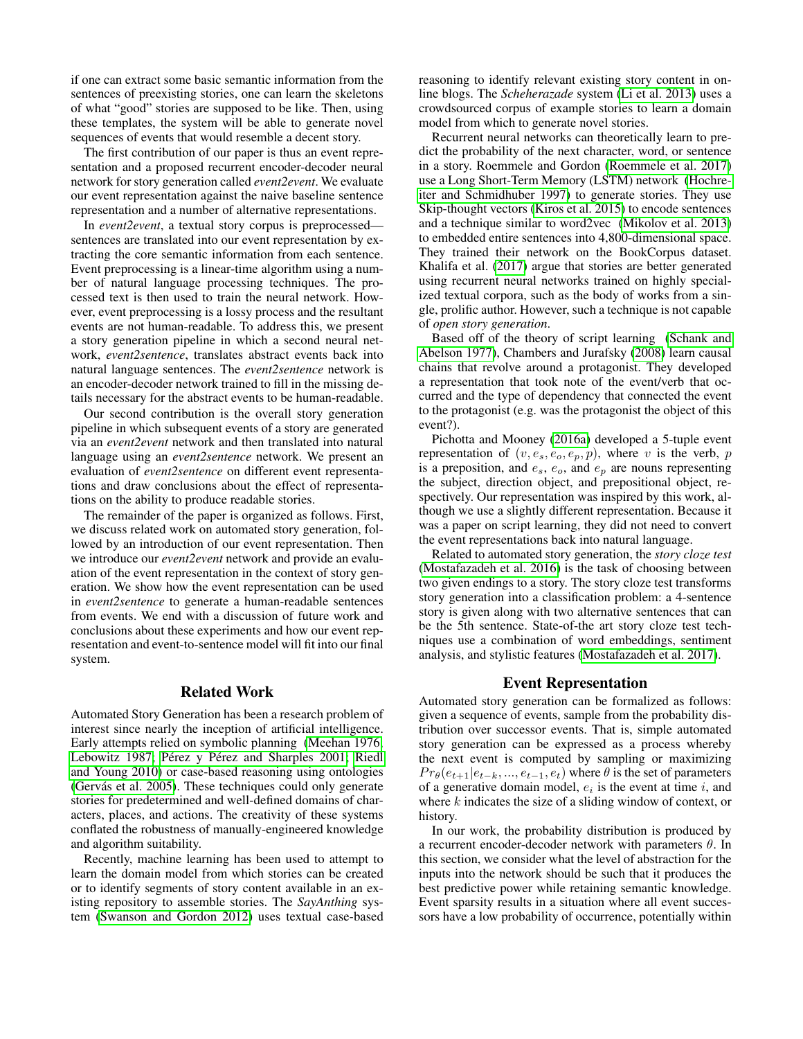if one can extract some basic semantic information from the sentences of preexisting stories, one can learn the skeletons of what "good" stories are supposed to be like. Then, using these templates, the system will be able to generate novel sequences of events that would resemble a decent story.

The first contribution of our paper is thus an event representation and a proposed recurrent encoder-decoder neural network for story generation called *event2event*. We evaluate our event representation against the naive baseline sentence representation and a number of alternative representations.

In *event2event*, a textual story corpus is preprocessed—sentences are translated into our event representation by extracting the core semantic information from each sentence. Event preprocessing is a linear-time algorithm using a number of natural language processing techniques. The processed text is then used to train the neural network. However, event preprocessing is a lossy process and the resultant events are not human-readable. To address this, we present a story generation pipeline in which a second neural network, *event2sentence*, translates abstract events back into natural language sentences. The *event2sentence* network is an encoder-decoder network trained to fill in the missing details necessary for the abstract events to be human-readable.

Our second contribution is the overall story generation pipeline in which subsequent events of a story are generated via an *event2event* network and then translated into natural language using an *event2sentence* network. We present an evaluation of *event2sentence* on different event representations and draw conclusions about the effect of representations on the ability to produce readable stories.

The remainder of the paper is organized as follows. First, we discuss related work on automated story generation, followed by an introduction of our event representation. Then we introduce our *event2event* network and provide an evaluation of the event representation in the context of story generation. We show how the event representation can be used in *event2sentence* to generate a human-readable sentences from events. We end with a discussion of future work and conclusions about these experiments and how our event representation and event-to-sentence model will fit into our final system.

## Related Work

Automated Story Generation has been a research problem of interest since nearly the inception of artificial intelligence. Early attempts relied on symbolic planning (Meehan 1976; Lebowitz 1987; Pérez y Pérez and Sharples 2001; Riedl and Young 2010) or case-based reasoning using ontologies (Gervás et al. 2005). These techniques could only generate stories for predetermined and well-defined domains of characters, places, and actions. The creativity of these systems conflated the robustness of manually-engineered knowledge and algorithm suitability.

Recently, machine learning has been used to attempt to learn the domain model from which stories can be created or to identify segments of story content available in an existing repository to assemble stories. The *SayAnthing* system (Swanson and Gordon 2012) uses textual case-based reasoning to identify relevant existing story content in online blogs. The *Scheherazade* system (Li et al. 2013) uses a crowdsourced corpus of example stories to learn a domain model from which to generate novel stories.

Recurrent neural networks can theoretically learn to predict the probability of the next character, word, or sentence in a story. Roemmele and Gordon (Roemmele et al. 2017) use a Long Short-Term Memory (LSTM) network (Hochreiter and Schmidhuber 1997) to generate stories. They use Skip-thought vectors (Kiros et al. 2015) to encode sentences and a technique similar to word2vec (Mikolov et al. 2013) to embedded entire sentences into 4,800-dimensional space. They trained their network on the BookCorpus dataset. Khalifa et al. (2017) argue that stories are better generated using recurrent neural networks trained on highly specialized textual corpora, such as the body of works from a single, prolific author. However, such a technique is not capable of *open story generation*.

Based off of the theory of script learning (Schank and Abelson 1977), Chambers and Jurafsky (2008) learn causal chains that revolve around a protagonist. They developed a representation that took note of the event/verb that occurred and the type of dependency that connected the event to the protagonist (e.g. was the protagonist the object of this event?).

Pichotta and Mooney (2016a) developed a 5-tuple event representation of $(v, e_s, e_o, e_p, p)$, where $v$ is the verb, $p$ is a preposition, and $e_s$, $e_o$, and $e_p$ are nouns representing the subject, direction object, and prepositional object, respectively. Our representation was inspired by this work, although we use a slightly different representation. Because it was a paper on script learning, they did not need to convert the event representations back into natural language.

Related to automated story generation, the *story cloze test* (Mostafazadeh et al. 2016) is the task of choosing between two given endings to a story. The story cloze test transforms story generation into a classification problem: a 4-sentence story is given along with two alternative sentences that can be the 5th sentence. State-of-the art story cloze test techniques use a combination of word embeddings, sentiment analysis, and stylistic features (Mostafazadeh et al. 2017).

## Event Representation

Automated story generation can be formalized as follows: given a sequence of events, sample from the probability distribution over successor events. That is, simple automated story generation can be expressed as a process whereby the next event is computed by sampling or maximizing $Pr_\theta(e_{t+1}|e_{t-k}, ..., e_{t-1}, e_t)$ where $\theta$ is the set of parameters of a generative domain model, $e_i$ is the event at time $i$, and where $k$ indicates the size of a sliding window of context, or history.

In our work, the probability distribution is produced by a recurrent encoder-decoder network with parameters $\theta$. In this section, we consider what the level of abstraction for the inputs into the network should be such that it produces the best predictive power while retaining semantic knowledge. Event sparsity results in a situation where all event successors have a low probability of occurrence, potentially within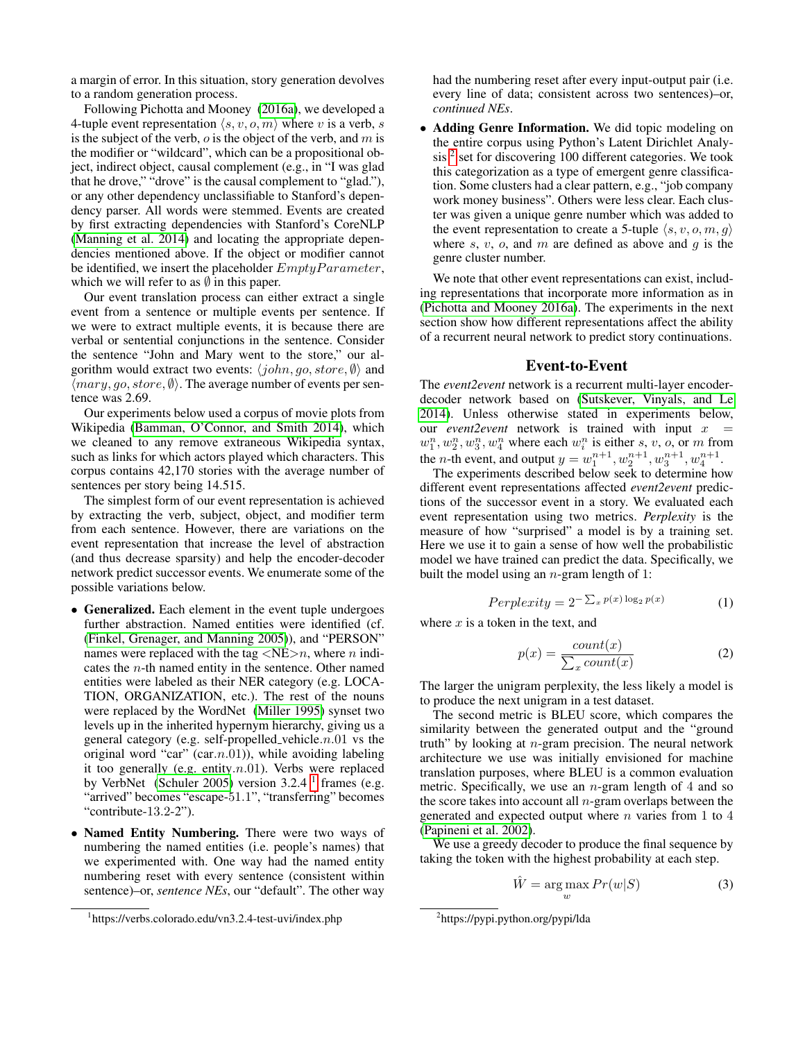a margin of error. In this situation, story generation devolves to a random generation process.

Following Pichotta and Mooney (2016a), we developed a 4-tuple event representation $\langle s, v, o, m \rangle$ where $v$ is a verb, $s$ is the subject of the verb, $o$ is the object of the verb, and $m$ is the modifier or "wildcard", which can be a propositional object, indirect object, causal complement (e.g., in "I was glad that he drove," "drove" is the causal complement to "glad."), or any other dependency unclassifiable to Stanford's dependency parser. All words were stemmed. Events are created by first extracting dependencies with Stanford's CoreNLP (Manning et al. 2014) and locating the appropriate dependencies mentioned above. If the object or modifier cannot be identified, we insert the placeholder $EmptyParameter$, which we will refer to as $\emptyset$ in this paper.

Our event translation process can either extract a single event from a sentence or multiple events per sentence. If we were to extract multiple events, it is because there are verbal or sentential conjunctions in the sentence. Consider the sentence "John and Mary went to the store," our algorithm would extract two events: $\langle john, go, store, \emptyset \rangle$ and $\langle mary, go, store, \emptyset \rangle$. The average number of events per sentence was 2.69.

Our experiments below used a corpus of movie plots from Wikipedia (Bamman, O'Connor, and Smith 2014), which we cleaned to any remove extraneous Wikipedia syntax, such as links for which actors played which characters. This corpus contains 42,170 stories with the average number of sentences per story being 14.515.

The simplest form of our event representation is achieved by extracting the verb, subject, object, and modifier term from each sentence. However, there are variations on the event representation that increase the level of abstraction (and thus decrease sparsity) and help the encoder-decoder network predict successor events. We enumerate some of the possible variations below.

- **Generalized.** Each element in the event tuple undergoes further abstraction. Named entities were identified (cf. (Finkel, Grenager, and Manning 2005)), and "PERSON" names were replaced with the tag <NE>$n$, where $n$ indicates the $n$-th named entity in the sentence. Other named entities were labeled as their NER category (e.g. LOCATION, ORGANIZATION, etc.). The rest of the nouns were replaced by the WordNet (Miller 1995) synset two levels up in the inherited hypernym hierarchy, giving us a general category (e.g. self-propelled_vehicle.$n$.01 vs the original word "car" (car.$n$.01)), while avoiding labeling it too generally (e.g. entity.$n$.01). Verbs were replaced by VerbNet (Schuler 2005) version 3.2.4 [1] frames (e.g. "arrived" becomes "escape-51.1", "transferring" becomes "contribute-13.2-2").
- **Named Entity Numbering.** There were two ways of numbering the named entities (i.e. people's names) that we experimented with. One way had the named entity numbering reset with every sentence (consistent within sentence)–or, *sentence NEs*, our "default". The other way had the numbering reset after every input-output pair (i.e. every line of data; consistent across two sentences)–or, *continued NEs*.
- **Adding Genre Information.** We did topic modeling on the entire corpus using Python's Latent Dirichlet Analysis [2] set for discovering 100 different categories. We took this categorization as a type of emergent genre classification. Some clusters had a clear pattern, e.g., "job company work money business". Others were less clear. Each cluster was given a unique genre number which was added to the event representation to create a 5-tuple $\langle s, v, o, m, g \rangle$ where $s$, $v$, $o$, and $m$ are defined as above and $g$ is the genre cluster number.

We note that other event representations can exist, including representations that incorporate more information as in (Pichotta and Mooney 2016a). The experiments in the next section show how different representations affect the ability of a recurrent neural network to predict story continuations.

## Event-to-Event

The *event2event* network is a recurrent multi-layer encoder-decoder network based on (Sutskever, Vinyals, and Le 2014). Unless otherwise stated in experiments below, our *event2event* network is trained with input $x = w_1^n, w_2^n, w_3^n, w_4^n$ where each $w_i^n$ is either $s$, $v$, $o$, or $m$ from the $n$-th event, and output $y = w_1^{n+1}, w_2^{n+1}, w_3^{n+1}, w_4^{n+1}$.

The experiments described below seek to determine how different event representations affected *event2event* predictions of the successor event in a story. We evaluated each event representation using two metrics. *Perplexity* is the measure of how "surprised" a model is by a training set. Here we use it to gain a sense of how well the probabilistic model we have trained can predict the data. Specifically, we built the model using an $n$-gram length of 1:

$$Perplexity = 2^{-\sum_x p(x) \log_2 p(x)} \tag{1}$$

where $x$ is a token in the text, and

$$p(x) = \frac{count(x)}{\sum_x count(x)} \tag{2}$$

The larger the unigram perplexity, the less likely a model is to produce the next unigram in a test dataset.

The second metric is BLEU score, which compares the similarity between the generated output and the "ground truth" by looking at $n$-gram precision. The neural network architecture we use was initially envisioned for machine translation purposes, where BLEU is a common evaluation metric. Specifically, we use an $n$-gram length of 4 and so the score takes into account all $n$-gram overlaps between the generated and expected output where $n$ varies from 1 to 4 (Papineni et al. 2002).

We use a greedy decoder to produce the final sequence by taking the token with the highest probability at each step.

$$\hat{W} = \arg\max_w Pr(w|S) \tag{3}$$

[1] https://verbs.colorado.edu/vn3.2.4-test-uvi/index.php

[2] https://pypi.python.org/pypi/lda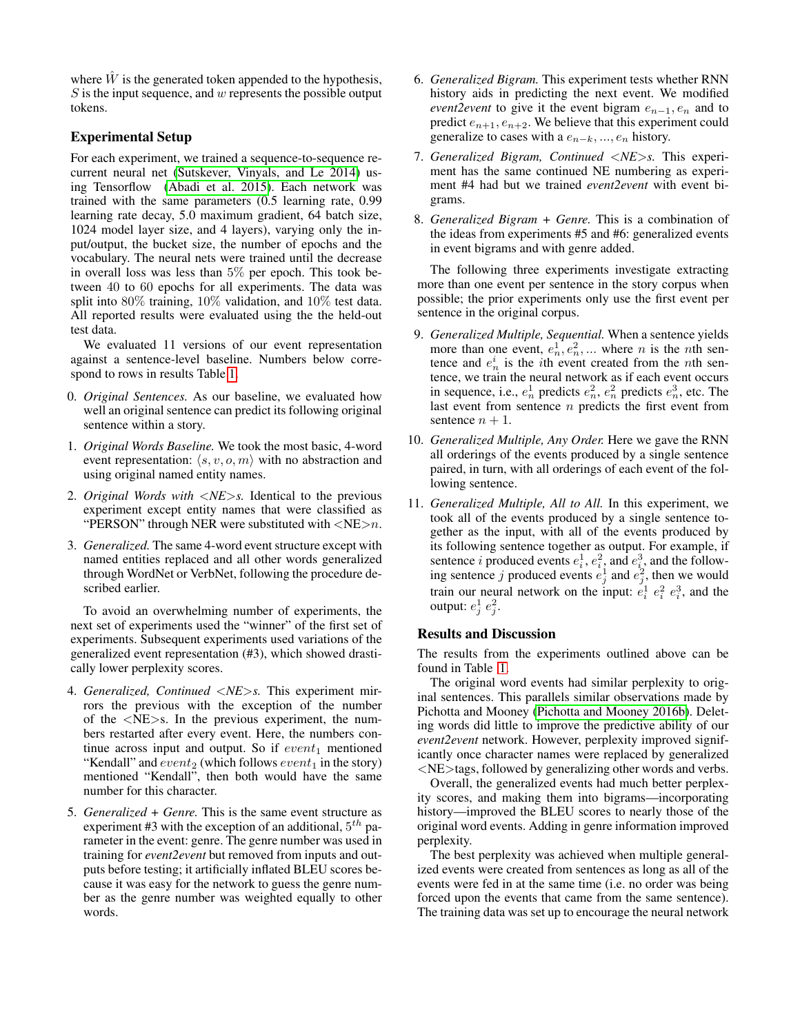where $\hat{W}$ is the generated token appended to the hypothesis, $S$ is the input sequence, and $w$ represents the possible output tokens.

## Experimental Setup

For each experiment, we trained a sequence-to-sequence recurrent neural net (Sutskever, Vinyals, and Le 2014) using Tensorflow (Abadi et al. 2015). Each network was trained with the same parameters (0.5 learning rate, 0.99 learning rate decay, 5.0 maximum gradient, 64 batch size, 1024 model layer size, and 4 layers), varying only the input/output, the bucket size, the number of epochs and the vocabulary. The neural nets were trained until the decrease in overall loss was less than 5% per epoch. This took between 40 to 60 epochs for all experiments. The data was split into 80% training, 10% validation, and 10% test data. All reported results were evaluated using the the held-out test data.

We evaluated 11 versions of our event representation against a sentence-level baseline. Numbers below correspond to rows in results Table 1.

0. *Original Sentences.* As our baseline, we evaluated how well an original sentence can predict its following original sentence within a story.
1. *Original Words Baseline.* We took the most basic, 4-word event representation: $\langle s, v, o, m \rangle$ with no abstraction and using original named entity names.
2. *Original Words with <NE>s.* Identical to the previous experiment except entity names that were classified as "PERSON" through NER were substituted with <NE>$n$.
3. *Generalized.* The same 4-word event structure except with named entities replaced and all other words generalized through WordNet or VerbNet, following the procedure described earlier.

To avoid an overwhelming number of experiments, the next set of experiments used the "winner" of the first set of experiments. Subsequent experiments used variations of the generalized event representation (#3), which showed drastically lower perplexity scores.

4. *Generalized, Continued <NE>s.* This experiment mirrors the previous with the exception of the number of the <NE>s. In the previous experiment, the numbers restarted after every event. Here, the numbers continue across input and output. So if $event_1$ mentioned "Kendall" and $event_2$ (which follows $event_1$ in the story) mentioned "Kendall", then both would have the same number for this character.
5. *Generalized + Genre.* This is the same event structure as experiment #3 with the exception of an additional, $5^{th}$ parameter in the event: genre. The genre number was used in training for *event2event* but removed from inputs and outputs before testing; it artificially inflated BLEU scores because it was easy for the network to guess the genre number as the genre number was weighted equally to other words.
6. *Generalized Bigram.* This experiment tests whether RNN history aids in predicting the next event. We modified *event2event* to give it the event bigram $e_{n-1}, e_n$ and to predict $e_{n+1}, e_{n+2}$. We believe that this experiment could generalize to cases with a $e_{n-k}, ..., e_n$ history.
7. *Generalized Bigram, Continued <NE>s.* This experiment has the same continued NE numbering as experiment #4 had but we trained *event2event* with event bigrams.
8. *Generalized Bigram + Genre.* This is a combination of the ideas from experiments #5 and #6: generalized events in event bigrams and with genre added.

The following three experiments investigate extracting more than one event per sentence in the story corpus when possible; the prior experiments only use the first event per sentence in the original corpus.

9. *Generalized Multiple, Sequential.* When a sentence yields more than one event, $e_n^1, e_n^2, ...$ where $n$ is the $n$th sentence and $e_n^i$ is the $i$th event created from the $n$th sentence, we train the neural network as if each event occurs in sequence, i.e., $e_n^1$ predicts $e_n^2$, $e_n^2$ predicts $e_n^3$, etc. The last event from sentence $n$ predicts the first event from sentence $n+1$.
10. *Generalized Multiple, Any Order.* Here we gave the RNN all orderings of the events produced by a single sentence paired, in turn, with all orderings of each event of the following sentence.
11. *Generalized Multiple, All to All.* In this experiment, we took all of the events produced by a single sentence together as the input, with all of the events produced by its following sentence together as output. For example, if sentence $i$ produced events $e_i^1$, $e_i^2$, and $e_i^3$, and the following sentence $j$ produced events $e_j^1$ and $e_j^2$, then we would train our neural network on the input: $e_i^1$ $e_i^2$ $e_i^3$, and the output: $e_j^1$ $e_j^2$.

## Results and Discussion

The results from the experiments outlined above can be found in Table 1.

The original word events had similar perplexity to original sentences. This parallels similar observations made by Pichotta and Mooney (Pichotta and Mooney 2016b). Deleting words did little to improve the predictive ability of our *event2event* network. However, perplexity improved significantly once character names were replaced by generalized <NE>tags, followed by generalizing other words and verbs.

Overall, the generalized events had much better perplexity scores, and making them into bigrams—incorporating history—improved the BLEU scores to nearly those of the original word events. Adding in genre information improved perplexity.

The best perplexity was achieved when multiple generalized events were created from sentences as long as all of the events were fed in at the same time (i.e. no order was being forced upon the events that came from the same sentence). The training data was set up to encourage the neural network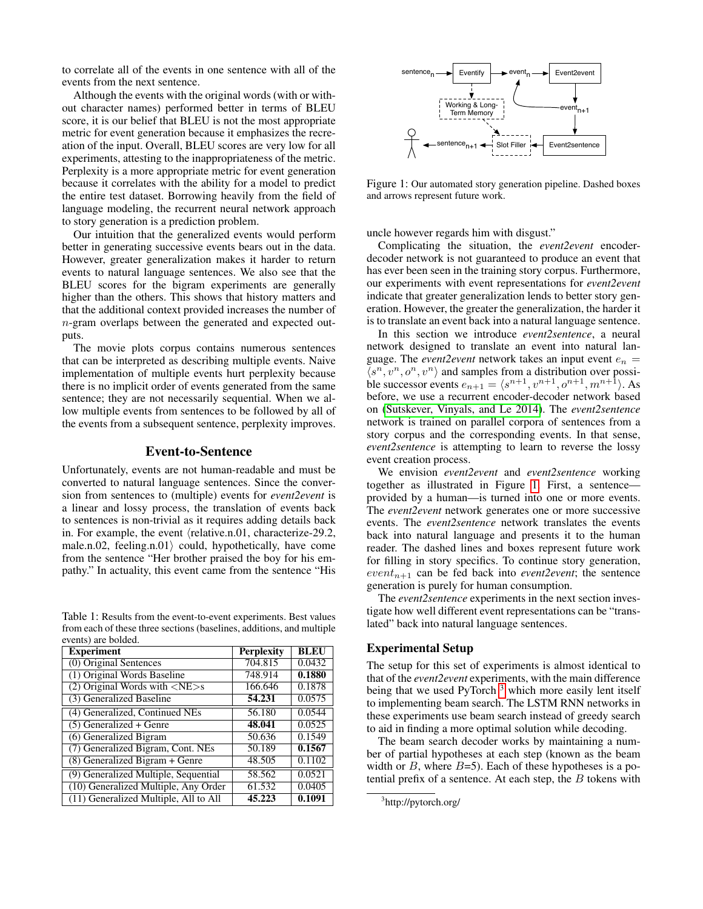to correlate all of the events in one sentence with all of the events from the next sentence.

Although the events with the original words (with or without character names) performed better in terms of BLEU score, it is our belief that BLEU is not the most appropriate metric for event generation because it emphasizes the recreation of the input. Overall, BLEU scores are very low for all experiments, attesting to the inappropriateness of the metric. Perplexity is a more appropriate metric for event generation because it correlates with the ability for a model to predict the entire test dataset. Borrowing heavily from the field of language modeling, the recurrent neural network approach to story generation is a prediction problem.

Our intuition that the generalized events would perform better in generating successive events bears out in the data. However, greater generalization makes it harder to return events to natural language sentences. We also see that the BLEU scores for the bigram experiments are generally higher than the others. This shows that history matters and that the additional context provided increases the number of $n$-gram overlaps between the generated and expected outputs.

The movie plots corpus contains numerous sentences that can be interpreted as describing multiple events. Naive implementation of multiple events hurt perplexity because there is no implicit order of events generated from the same sentence; they are not necessarily sequential. When we allow multiple events from sentences to be followed by all of the events from a subsequent sentence, perplexity improves.

## Event-to-Sentence

Unfortunately, events are not human-readable and must be converted to natural language sentences. Since the conversion from sentences to (multiple) events for *event2event* is a linear and lossy process, the translation of events back to sentences is non-trivial as it requires adding details back in. For example, the event ⟨relative.n.01, characterize-29.2, male.n.02, feeling.n.01⟩ could, hypothetically, have come from the sentence "Her brother praised the boy for his empathy." In actuality, this event came from the sentence "His uncle however regards him with disgust."

Table 1: Results from the event-to-event experiments. Best values from each of these three sections (baselines, additions, and multiple events) are bolded.

| Experiment | Perplexity | BLEU |
|---|---|---|
| (0) Original Sentences | 704.815 | 0.0432 |
| (1) Original Words Baseline | 748.914 | **0.1880** |
| (2) Original Words with <NE>s | 166.646 | 0.1878 |
| (3) Generalized Baseline | **54.231** | 0.0575 |
| (4) Generalized, Continued NEs | 56.180 | 0.0544 |
| (5) Generalized + Genre | **48.041** | 0.0525 |
| (6) Generalized Bigram | 50.636 | 0.1549 |
| (7) Generalized Bigram, Cont. NEs | 50.189 | **0.1567** |
| (8) Generalized Bigram + Genre | 48.505 | 0.1102 |
| (9) Generalized Multiple, Sequential | 58.562 | 0.0521 |
| (10) Generalized Multiple, Any Order | 61.532 | 0.0405 |
| (11) Generalized Multiple, All to All | **45.223** | **0.1091** |

Figure 1: Our automated story generation pipeline. Dashed boxes and arrows represent future work.

Complicating the situation, the *event2event* encoder-decoder network is not guaranteed to produce an event that has ever been seen in the training story corpus. Furthermore, our experiments with event representations for *event2event* indicate that greater generalization lends to better story generation. However, the greater the generalization, the harder it is to translate an event back into a natural language sentence.

In this section we introduce *event2sentence*, a neural network designed to translate an event into natural language. The *event2event* network takes an input event $e_n = \langle s^n, v^n, o^n, v^n \rangle$ and samples from a distribution over possible successor events $e_{n+1} = \langle s^{n+1}, v^{n+1}, o^{n+1}, m^{n+1} \rangle$. As before, we use a recurrent encoder-decoder network based on (Sutskever, Vinyals, and Le 2014). The *event2sentence* network is trained on parallel corpora of sentences from a story corpus and the corresponding events. In that sense, *event2sentence* is attempting to learn to reverse the lossy event creation process.

We envision *event2event* and *event2sentence* working together as illustrated in Figure 1. First, a sentence—provided by a human—is turned into one or more events. The *event2event* network generates one or more successive events. The *event2sentence* network translates the events back into natural language and presents it to the human reader. The dashed lines and boxes represent future work for filling in story specifics. To continue story generation, $event_{n+1}$ can be fed back into *event2event*; the sentence generation is purely for human consumption.

The *event2sentence* experiments in the next section investigate how well different event representations can be "translated" back into natural language sentences.

### Experimental Setup

The setup for this set of experiments is almost identical to that of the *event2event* experiments, with the main difference being that we used PyTorch [3] which more easily lent itself to implementing beam search. The LSTM RNN networks in these experiments use beam search instead of greedy search to aid in finding a more optimal solution while decoding.

The beam search decoder works by maintaining a number of partial hypotheses at each step (known as the beam width or $B$, where $B$=5). Each of these hypotheses is a potential prefix of a sentence. At each step, the $B$ tokens with

[3] http://pytorch.org/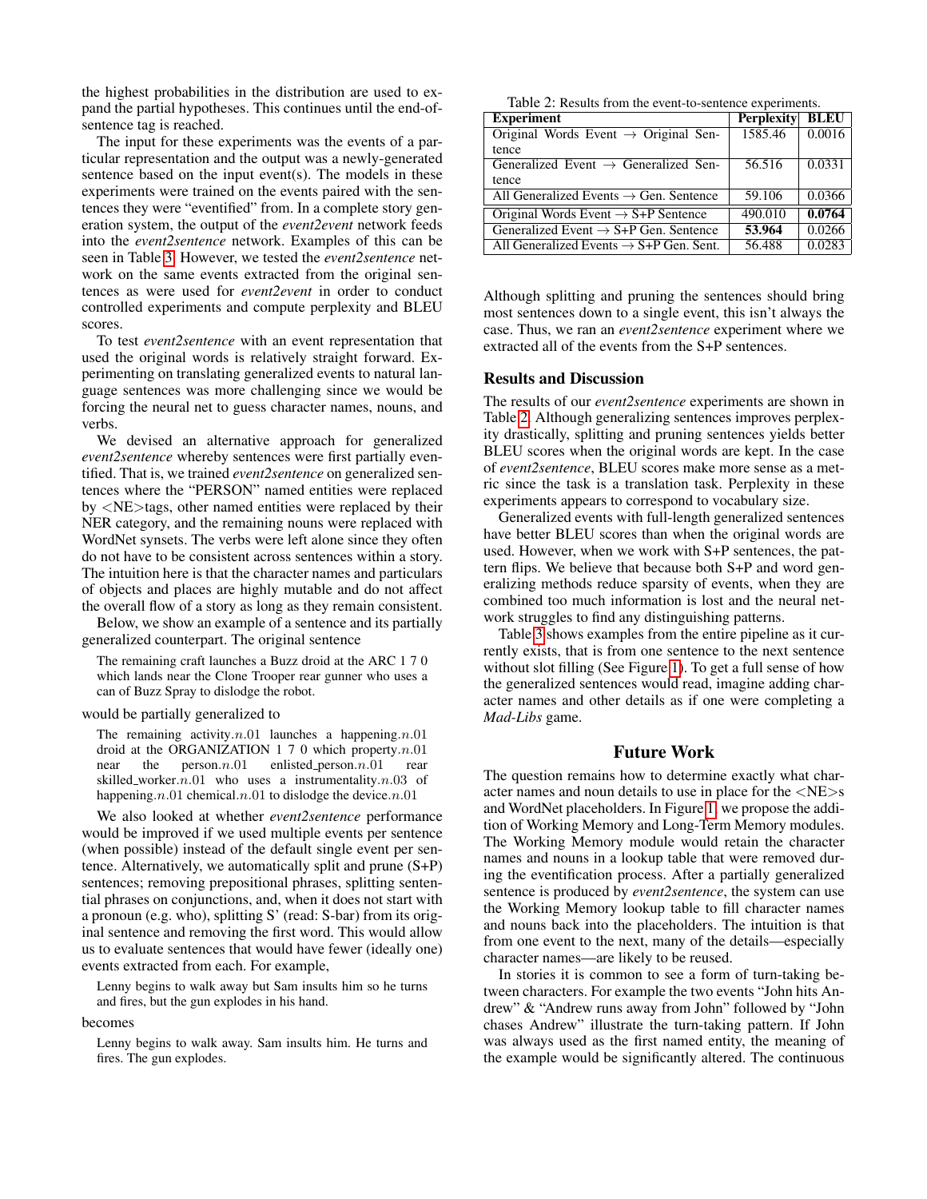the highest probabilities in the distribution are used to expand the partial hypotheses. This continues until the end-of-sentence tag is reached.

The input for these experiments was the events of a particular representation and the output was a newly-generated sentence based on the input event(s). The models in these experiments were trained on the events paired with the sentences they were "eventified" from. In a complete story generation system, the output of the *event2event* network feeds into the *event2sentence* network. Examples of this can be seen in Table 3. However, we tested the *event2sentence* network on the same events extracted from the original sentences as were used for *event2event* in order to conduct controlled experiments and compute perplexity and BLEU scores.

To test *event2sentence* with an event representation that used the original words is relatively straight forward. Experimenting on translating generalized events to natural language sentences was more challenging since we would be forcing the neural net to guess character names, nouns, and verbs.

We devised an alternative approach for generalized *event2sentence* whereby sentences were first partially eventified. That is, we trained *event2sentence* on generalized sentences where the "PERSON" named entities were replaced by <NE>tags, other named entities were replaced by their NER category, and the remaining nouns were replaced with WordNet synsets. The verbs were left alone since they often do not have to be consistent across sentences within a story. The intuition here is that the character names and particulars of objects and places are highly mutable and do not affect the overall flow of a story as long as they remain consistent.

Below, we show an example of a sentence and its partially generalized counterpart. The original sentence

> The remaining craft launches a Buzz droid at the ARC 1 7 0 which lands near the Clone Trooper rear gunner who uses a can of Buzz Spray to dislodge the robot.

would be partially generalized to

> The remaining activity.$n.01$ launches a happening.$n.01$ droid at the ORGANIZATION 1 7 0 which property.$n.01$ near the person.$n.01$ enlisted_person.$n.01$ rear skilled_worker.$n.01$ who uses a instrumentality.$n.03$ of happening.$n.01$ chemical.$n.01$ to dislodge the device.$n.01$

We also looked at whether *event2sentence* performance would be improved if we used multiple events per sentence (when possible) instead of the default single event per sentence. Alternatively, we automatically split and prune (S+P) sentences; removing prepositional phrases, splitting sentential phrases on conjunctions, and, when it does not start with a pronoun (e.g. who), splitting S' (read: S-bar) from its original sentence and removing the first word. This would allow us to evaluate sentences that would have fewer (ideally one) events extracted from each. For example,

> Lenny begins to walk away but Sam insults him so he turns and fires, but the gun explodes in his hand.

becomes

> Lenny begins to walk away. Sam insults him. He turns and fires. The gun explodes.

Table 2: Results from the event-to-sentence experiments.

| Experiment | Perplexity | BLEU |
|---|---|---|
| Original Words Event → Original Sentence | 1585.46 | 0.0016 |
| Generalized Event → Generalized Sentence | 56.516 | 0.0331 |
| All Generalized Events → Gen. Sentence | 59.106 | 0.0366 |
| Original Words Event → S+P Sentence | 490.010 | **0.0764** |
| Generalized Event → S+P Gen. Sentence | **53.964** | 0.0266 |
| All Generalized Events → S+P Gen. Sent. | 56.488 | 0.0283 |

Although splitting and pruning the sentences should bring most sentences down to a single event, this isn't always the case. Thus, we ran an *event2sentence* experiment where we extracted all of the events from the S+P sentences.

### Results and Discussion

The results of our *event2sentence* experiments are shown in Table 2. Although generalizing sentences improves perplexity drastically, splitting and pruning sentences yields better BLEU scores when the original words are kept. In the case of *event2sentence*, BLEU scores make more sense as a metric since the task is a translation task. Perplexity in these experiments appears to correspond to vocabulary size.

Generalized events with full-length generalized sentences have better BLEU scores than when the original words are used. However, when we work with S+P sentences, the pattern flips. We believe that because both S+P and word generalizing methods reduce sparsity of events, when they are combined too much information is lost and the neural network struggles to find any distinguishing patterns.

Table 3 shows examples from the entire pipeline as it currently exists, that is from one sentence to the next sentence without slot filling (See Figure 1). To get a full sense of how the generalized sentences would read, imagine adding character names and other details as if one were completing a *Mad-Libs* game.

## Future Work

The question remains how to determine exactly what character names and noun details to use in place for the <NE>s and WordNet placeholders. In Figure 1, we propose the addition of Working Memory and Long-Term Memory modules. The Working Memory module would retain the character names and nouns in a lookup table that were removed during the eventification process. After a partially generalized sentence is produced by *event2sentence*, the system can use the Working Memory lookup table to fill character names and nouns back into the placeholders. The intuition is that from one event to the next, many of the details—especially character names—are likely to be reused.

In stories it is common to see a form of turn-taking between characters. For example the two events "John hits Andrew" & "Andrew runs away from John" followed by "John chases Andrew" illustrate the turn-taking pattern. If John was always used as the first named entity, the meaning of the example would be significantly altered. The continuous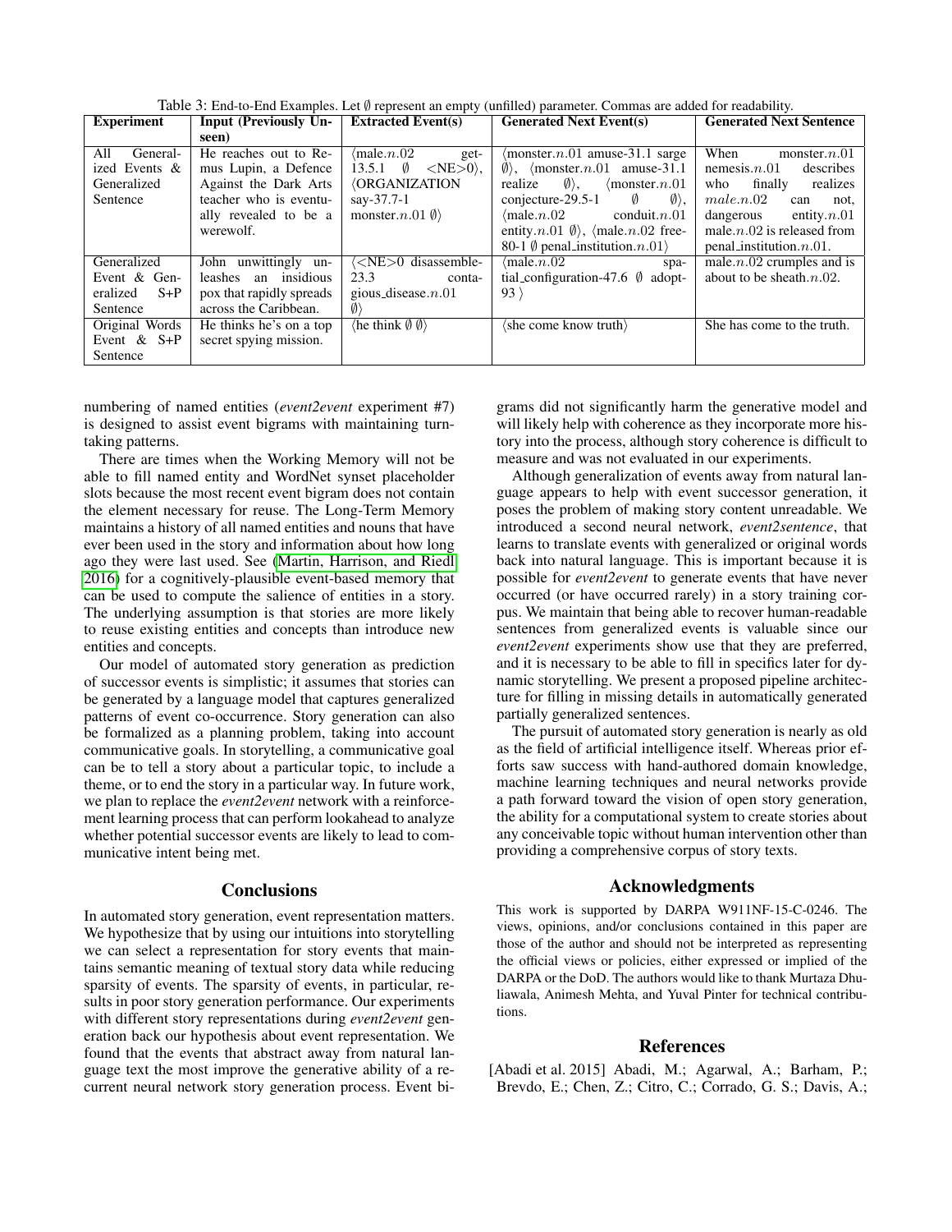Table 3: End-to-End Examples. Let ∅ represent an empty (unfilled) parameter. Commas are added for readability.

| Experiment | Input (Previously Unseen) | Extracted Event(s) | Generated Next Event(s) | Generated Next Sentence |
|---|---|---|---|---|
| All Generalized Events & Generalized Sentence | He reaches out to Remus Lupin, a Defence Against the Dark Arts teacher who is eventually revealed to be a werewolf. | ⟨male.$n$.02 get-13.5.1 ∅ <NE>0⟩, ⟨ORGANIZATION say-37.7-1 monster.$n$.01 ∅⟩ | ⟨monster.$n$.01 amuse-31.1 sarge ∅⟩, ⟨monster.$n$.01 amuse-31.1 realize ∅⟩, ⟨monster.$n$.01 conjecture-29.5-1 ∅ ∅⟩, ⟨male.$n$.02 conduit.$n$.01 entity.$n$.01 ∅⟩, ⟨male.$n$.02 free-80-1 ∅ penal_institution.$n$.01⟩ | When monster.$n$.01 nemesis.$n$.01 describes who finally realizes $male.n.02$ can not, dangerous entity.$n$.01 male.$n$.02 is released from penal_institution.$n$.01. |
| Generalized Event & Generalized S+P Sentence | John unwittingly unleashes an insidious pox that rapidly spreads across the Caribbean. | ⟨<NE>0 disassemble-23.3 contagious_disease.$n$.01 ∅⟩ | ⟨male.$n$.02 spatial_configuration-47.6 ∅ adopt-93 ⟩ | male.$n$.02 crumples and is about to be sheath.$n$.02. |
| Original Words Event & S+P Sentence | He thinks he's on a top secret spying mission. | ⟨he think ∅ ∅⟩ | ⟨she come know truth⟩ | She has come to the truth. |

numbering of named entities (*event2event* experiment #7) is designed to assist event bigrams with maintaining turn-taking patterns.

There are times when the Working Memory will not be able to fill named entity and WordNet synset placeholder slots because the most recent event bigram does not contain the element necessary for reuse. The Long-Term Memory maintains a history of all named entities and nouns that have ever been used in the story and information about how long ago they were last used. See (Martin, Harrison, and Riedl 2016) for a cognitively-plausible event-based memory that can be used to compute the salience of entities in a story. The underlying assumption is that stories are more likely to reuse existing entities and concepts than introduce new entities and concepts.

Our model of automated story generation as prediction of successor events is simplistic; it assumes that stories can be generated by a language model that captures generalized patterns of event co-occurrence. Story generation can also be formalized as a planning problem, taking into account communicative goals. In storytelling, a communicative goal can be to tell a story about a particular topic, to include a theme, or to end the story in a particular way. In future work, we plan to replace the *event2event* network with a reinforcement learning process that can perform lookahead to analyze whether potential successor events are likely to lead to communicative intent being met.

## Conclusions

In automated story generation, event representation matters. We hypothesize that by using our intuitions into storytelling we can select a representation for story events that maintains semantic meaning of textual story data while reducing sparsity of events. The sparsity of events, in particular, results in poor story generation performance. Our experiments with different story representations during *event2event* generation back our hypothesis about event representation. We found that the events that abstract away from natural language text the most improve the generative ability of a recurrent neural network story generation process. Event bigrams did not significantly harm the generative model and will likely help with coherence as they incorporate more history into the process, although story coherence is difficult to measure and was not evaluated in our experiments.

Although generalization of events away from natural language appears to help with event successor generation, it poses the problem of making story content unreadable. We introduced a second neural network, *event2sentence*, that learns to translate events with generalized or original words back into natural language. This is important because it is possible for *event2event* to generate events that have never occurred (or have occurred rarely) in a story training corpus. We maintain that being able to recover human-readable sentences from generalized events is valuable since our *event2event* experiments show use that they are preferred, and it is necessary to be able to fill in specifics later for dynamic storytelling. We present a proposed pipeline architecture for filling in missing details in automatically generated partially generalized sentences.

The pursuit of automated story generation is nearly as old as the field of artificial intelligence itself. Whereas prior efforts saw success with hand-authored domain knowledge, machine learning techniques and neural networks provide a path forward toward the vision of open story generation, the ability for a computational system to create stories about any conceivable topic without human intervention other than providing a comprehensive corpus of story texts.

## Acknowledgments

This work is supported by DARPA W911NF-15-C-0246. The views, opinions, and/or conclusions contained in this paper are those of the author and should not be interpreted as representing the official views or policies, either expressed or implied of the DARPA or the DoD. The authors would like to thank Murtaza Dhuliawala, Animesh Mehta, and Yuval Pinter for technical contributions.

## References

[Abadi et al. 2015] Abadi, M.; Agarwal, A.; Barham, P.; Brevdo, E.; Chen, Z.; Citro, C.; Corrado, G. S.; Davis, A.;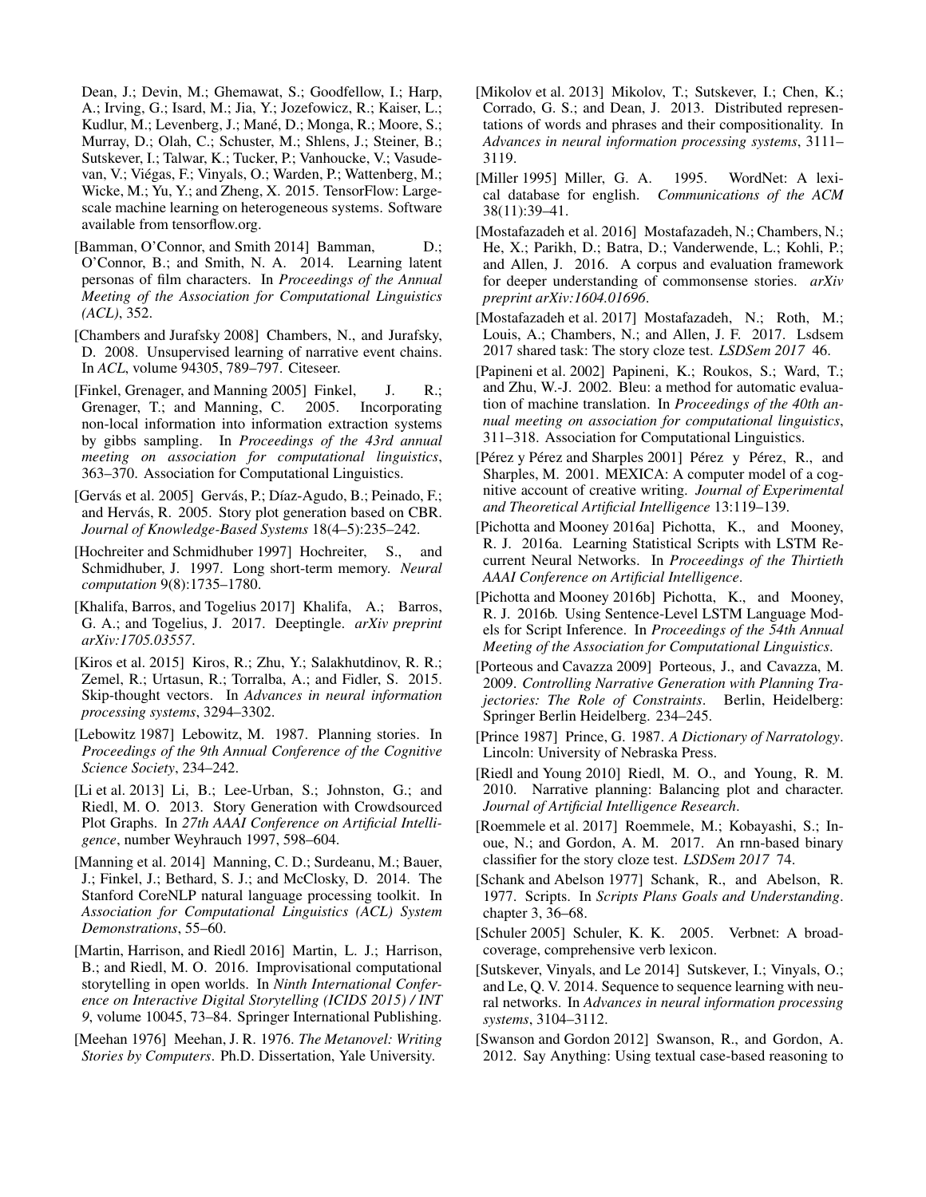Dean, J.; Devin, M.; Ghemawat, S.; Goodfellow, I.; Harp, A.; Irving, G.; Isard, M.; Jia, Y.; Jozefowicz, R.; Kaiser, L.; Kudlur, M.; Levenberg, J.; Mané, D.; Monga, R.; Moore, S.; Murray, D.; Olah, C.; Schuster, M.; Shlens, J.; Steiner, B.; Sutskever, I.; Talwar, K.; Tucker, P.; Vanhoucke, V.; Vasudevan, V.; Viégas, F.; Vinyals, O.; Warden, P.; Wattenberg, M.; Wicke, M.; Yu, Y.; and Zheng, X. 2015. TensorFlow: Large-scale machine learning on heterogeneous systems. Software available from tensorflow.org.

[Bamman, O'Connor, and Smith 2014] Bamman, D.; O'Connor, B.; and Smith, N. A. 2014. Learning latent personas of film characters. In *Proceedings of the Annual Meeting of the Association for Computational Linguistics (ACL)*, 352.

[Chambers and Jurafsky 2008] Chambers, N., and Jurafsky, D. 2008. Unsupervised learning of narrative event chains. In *ACL*, volume 94305, 789–797. Citeseer.

[Finkel, Grenager, and Manning 2005] Finkel, J. R.; Grenager, T.; and Manning, C. 2005. Incorporating non-local information into information extraction systems by gibbs sampling. In *Proceedings of the 43rd annual meeting on association for computational linguistics*, 363–370. Association for Computational Linguistics.

[Gervás et al. 2005] Gervás, P.; Díaz-Agudo, B.; Peinado, F.; and Hervás, R. 2005. Story plot generation based on CBR. *Journal of Knowledge-Based Systems* 18(4–5):235–242.

[Hochreiter and Schmidhuber 1997] Hochreiter, S., and Schmidhuber, J. 1997. Long short-term memory. *Neural computation* 9(8):1735–1780.

[Khalifa, Barros, and Togelius 2017] Khalifa, A.; Barros, G. A.; and Togelius, J. 2017. Deeptingle. *arXiv preprint arXiv:1705.03557*.

[Kiros et al. 2015] Kiros, R.; Zhu, Y.; Salakhutdinov, R. R.; Zemel, R.; Urtasun, R.; Torralba, A.; and Fidler, S. 2015. Skip-thought vectors. In *Advances in neural information processing systems*, 3294–3302.

[Lebowitz 1987] Lebowitz, M. 1987. Planning stories. In *Proceedings of the 9th Annual Conference of the Cognitive Science Society*, 234–242.

[Li et al. 2013] Li, B.; Lee-Urban, S.; Johnston, G.; and Riedl, M. O. 2013. Story Generation with Crowdsourced Plot Graphs. In *27th AAAI Conference on Artificial Intelligence*, number Weyhrauch 1997, 598–604.

[Manning et al. 2014] Manning, C. D.; Surdeanu, M.; Bauer, J.; Finkel, J.; Bethard, S. J.; and McClosky, D. 2014. The Stanford CoreNLP natural language processing toolkit. In *Association for Computational Linguistics (ACL) System Demonstrations*, 55–60.

[Martin, Harrison, and Riedl 2016] Martin, L. J.; Harrison, B.; and Riedl, M. O. 2016. Improvisational computational storytelling in open worlds. In *Ninth International Conference on Interactive Digital Storytelling (ICIDS 2015) / INT 9*, volume 10045, 73–84. Springer International Publishing.

[Meehan 1976] Meehan, J. R. 1976. *The Metanovel: Writing Stories by Computers*. Ph.D. Dissertation, Yale University.

[Mikolov et al. 2013] Mikolov, T.; Sutskever, I.; Chen, K.; Corrado, G. S.; and Dean, J. 2013. Distributed representations of words and phrases and their compositionality. In *Advances in neural information processing systems*, 3111–3119.

[Miller 1995] Miller, G. A. 1995. WordNet: A lexical database for english. *Communications of the ACM* 38(11):39–41.

[Mostafazadeh et al. 2016] Mostafazadeh, N.; Chambers, N.; He, X.; Parikh, D.; Batra, D.; Vanderwende, L.; Kohli, P.; and Allen, J. 2016. A corpus and evaluation framework for deeper understanding of commonsense stories. *arXiv preprint arXiv:1604.01696*.

[Mostafazadeh et al. 2017] Mostafazadeh, N.; Roth, M.; Louis, A.; Chambers, N.; and Allen, J. F. 2017. Lsdsem 2017 shared task: The story cloze test. *LSDSem 2017* 46.

[Papineni et al. 2002] Papineni, K.; Roukos, S.; Ward, T.; and Zhu, W.-J. 2002. Bleu: a method for automatic evaluation of machine translation. In *Proceedings of the 40th annual meeting on association for computational linguistics*, 311–318. Association for Computational Linguistics.

[Pérez y Pérez and Sharples 2001] Pérez y Pérez, R., and Sharples, M. 2001. MEXICA: A computer model of a cognitive account of creative writing. *Journal of Experimental and Theoretical Artificial Intelligence* 13:119–139.

[Pichotta and Mooney 2016a] Pichotta, K., and Mooney, R. J. 2016a. Learning Statistical Scripts with LSTM Recurrent Neural Networks. In *Proceedings of the Thirtieth AAAI Conference on Artificial Intelligence*.

[Pichotta and Mooney 2016b] Pichotta, K., and Mooney, R. J. 2016b. Using Sentence-Level LSTM Language Models for Script Inference. In *Proceedings of the 54th Annual Meeting of the Association for Computational Linguistics*.

[Porteous and Cavazza 2009] Porteous, J., and Cavazza, M. 2009. *Controlling Narrative Generation with Planning Trajectories: The Role of Constraints*. Berlin, Heidelberg: Springer Berlin Heidelberg. 234–245.

[Prince 1987] Prince, G. 1987. *A Dictionary of Narratology*. Lincoln: University of Nebraska Press.

[Riedl and Young 2010] Riedl, M. O., and Young, R. M. 2010. Narrative planning: Balancing plot and character. *Journal of Artificial Intelligence Research*.

[Roemmele et al. 2017] Roemmele, M.; Kobayashi, S.; Inoue, N.; and Gordon, A. M. 2017. An rnn-based binary classifier for the story cloze test. *LSDSem 2017* 74.

[Schank and Abelson 1977] Schank, R., and Abelson, R. 1977. Scripts. In *Scripts Plans Goals and Understanding*. chapter 3, 36–68.

[Schuler 2005] Schuler, K. K. 2005. Verbnet: A broad-coverage, comprehensive verb lexicon.

[Sutskever, Vinyals, and Le 2014] Sutskever, I.; Vinyals, O.; and Le, Q. V. 2014. Sequence to sequence learning with neural networks. In *Advances in neural information processing systems*, 3104–3112.

[Swanson and Gordon 2012] Swanson, R., and Gordon, A. 2012. Say Anything: Using textual case-based reasoning to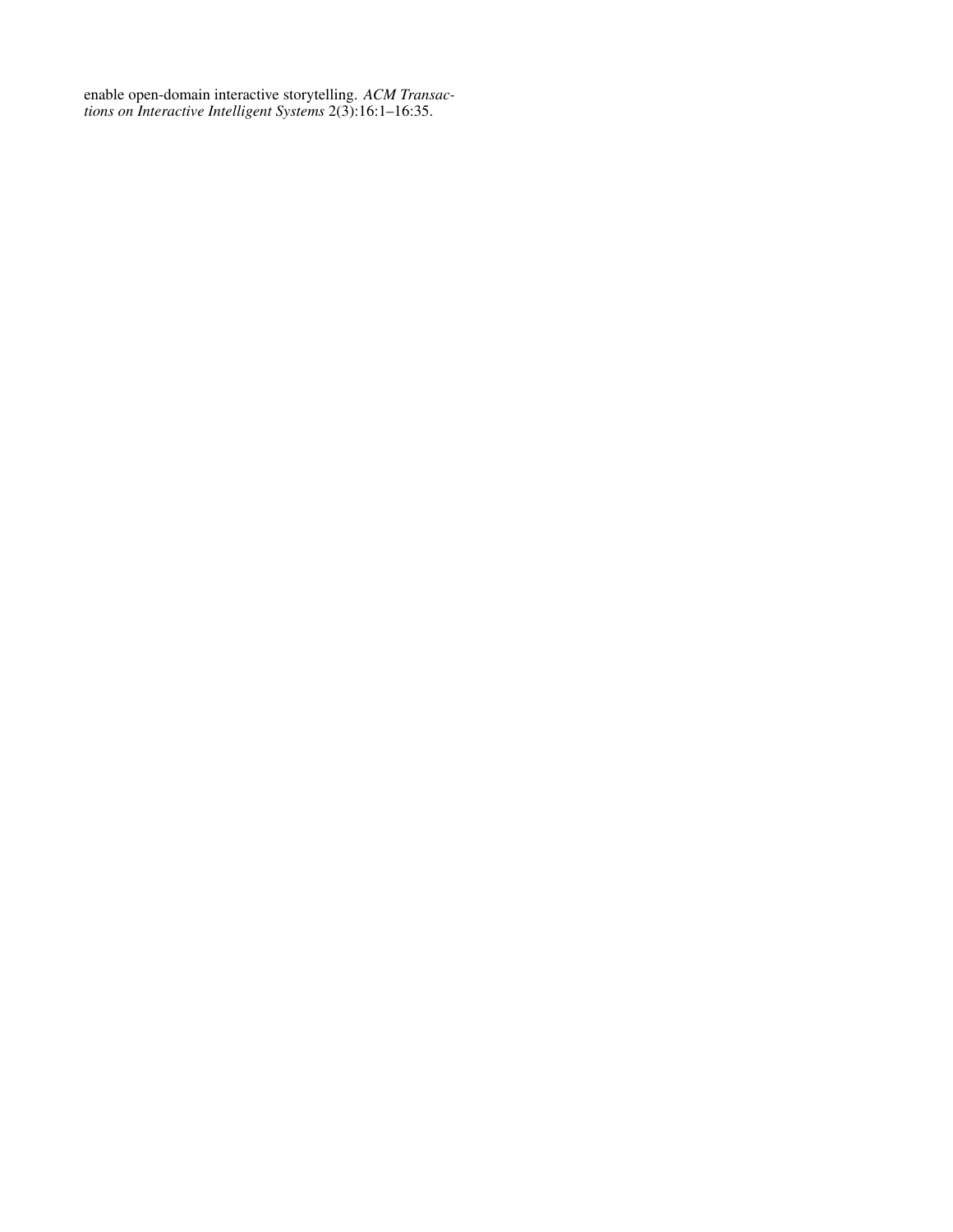enable open-domain interactive storytelling. *ACM Transactions on Interactive Intelligent Systems* 2(3):16:1–16:35.